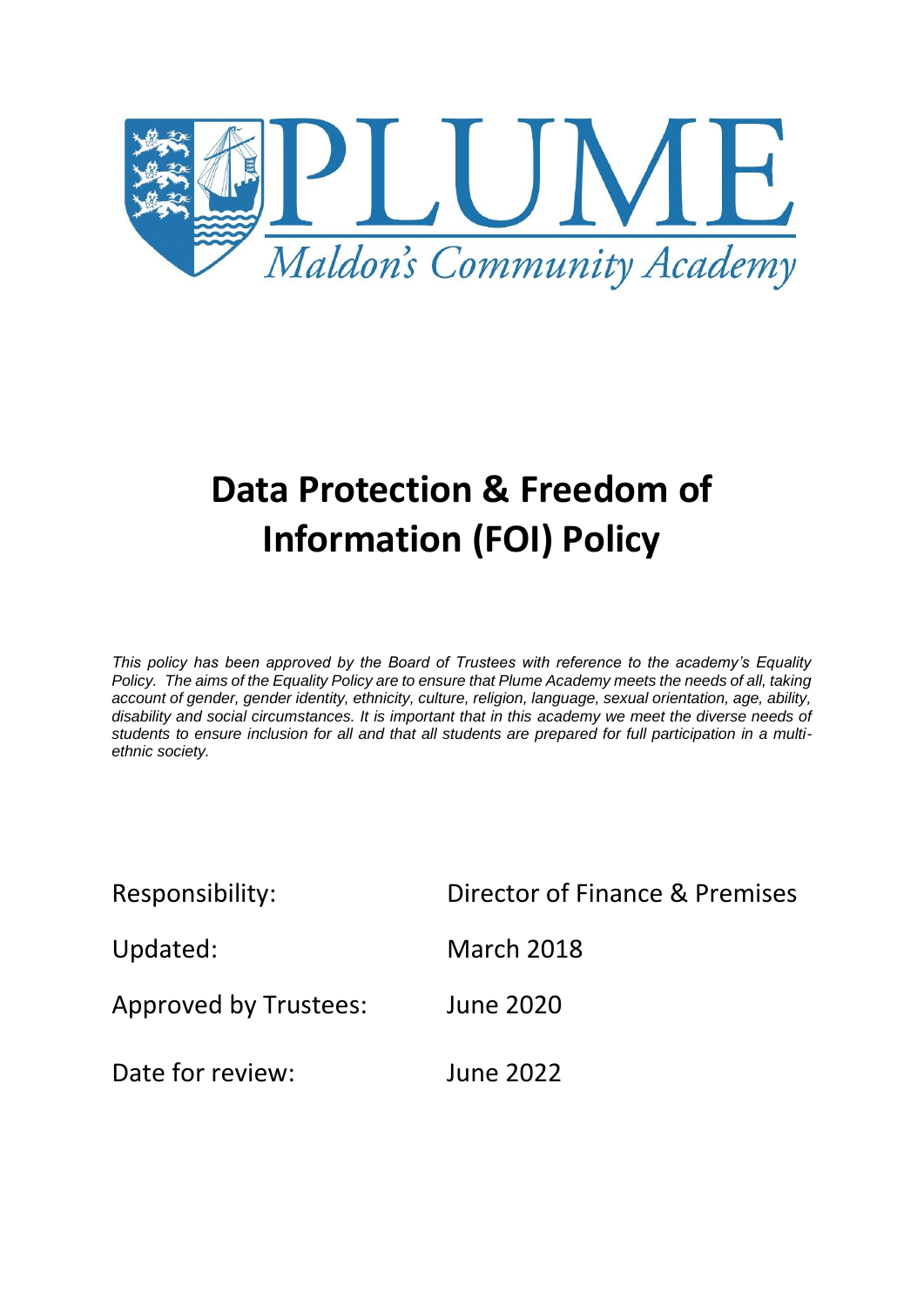PLUME

*Maldon's Community Academy*

# Data Protection & Freedom of Information (FOI) Policy

*This policy has been approved by the Board of Trustees with reference to the academy's Equality Policy. The aims of the Equality Policy are to ensure that Plume Academy meets the needs of all, taking account of gender, gender identity, ethnicity, culture, religion, language, sexual orientation, age, ability, disability and social circumstances. It is important that in this academy we meet the diverse needs of students to ensure inclusion for all and that all students are prepared for full participation in a multi-ethnic society.*

| | |
|---|---|
| Responsibility: | Director of Finance & Premises |
| Updated: | March 2018 |
| Approved by Trustees: | June 2020 |
| Date for review: | June 2022 |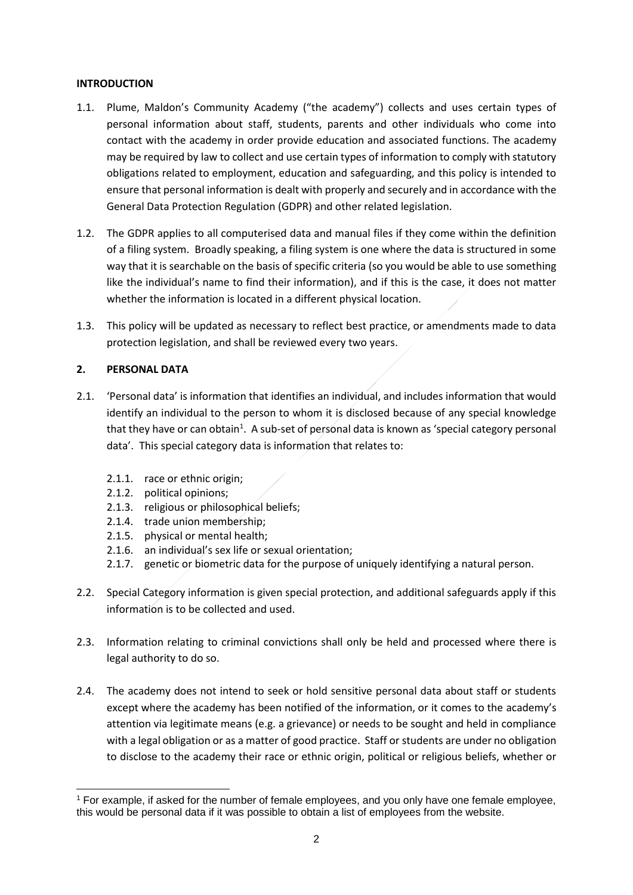## INTRODUCTION

1.1. Plume, Maldon's Community Academy ("the academy") collects and uses certain types of personal information about staff, students, parents and other individuals who come into contact with the academy in order provide education and associated functions. The academy may be required by law to collect and use certain types of information to comply with statutory obligations related to employment, education and safeguarding, and this policy is intended to ensure that personal information is dealt with properly and securely and in accordance with the General Data Protection Regulation (GDPR) and other related legislation.

1.2. The GDPR applies to all computerised data and manual files if they come within the definition of a filing system. Broadly speaking, a filing system is one where the data is structured in some way that it is searchable on the basis of specific criteria (so you would be able to use something like the individual's name to find their information), and if this is the case, it does not matter whether the information is located in a different physical location.

1.3. This policy will be updated as necessary to reflect best practice, or amendments made to data protection legislation, and shall be reviewed every two years.

## 2. PERSONAL DATA

2.1. 'Personal data' is information that identifies an individual, and includes information that would identify an individual to the person to whom it is disclosed because of any special knowledge that they have or can obtain[1]. A sub-set of personal data is known as 'special category personal data'. This special category data is information that relates to:

- 2.1.1. race or ethnic origin;
- 2.1.2. political opinions;
- 2.1.3. religious or philosophical beliefs;
- 2.1.4. trade union membership;
- 2.1.5. physical or mental health;
- 2.1.6. an individual's sex life or sexual orientation;
- 2.1.7. genetic or biometric data for the purpose of uniquely identifying a natural person.

2.2. Special Category information is given special protection, and additional safeguards apply if this information is to be collected and used.

2.3. Information relating to criminal convictions shall only be held and processed where there is legal authority to do so.

2.4. The academy does not intend to seek or hold sensitive personal data about staff or students except where the academy has been notified of the information, or it comes to the academy's attention via legitimate means (e.g. a grievance) or needs to be sought and held in compliance with a legal obligation or as a matter of good practice. Staff or students are under no obligation to disclose to the academy their race or ethnic origin, political or religious beliefs, whether or

[1] For example, if asked for the number of female employees, and you only have one female employee, this would be personal data if it was possible to obtain a list of employees from the website.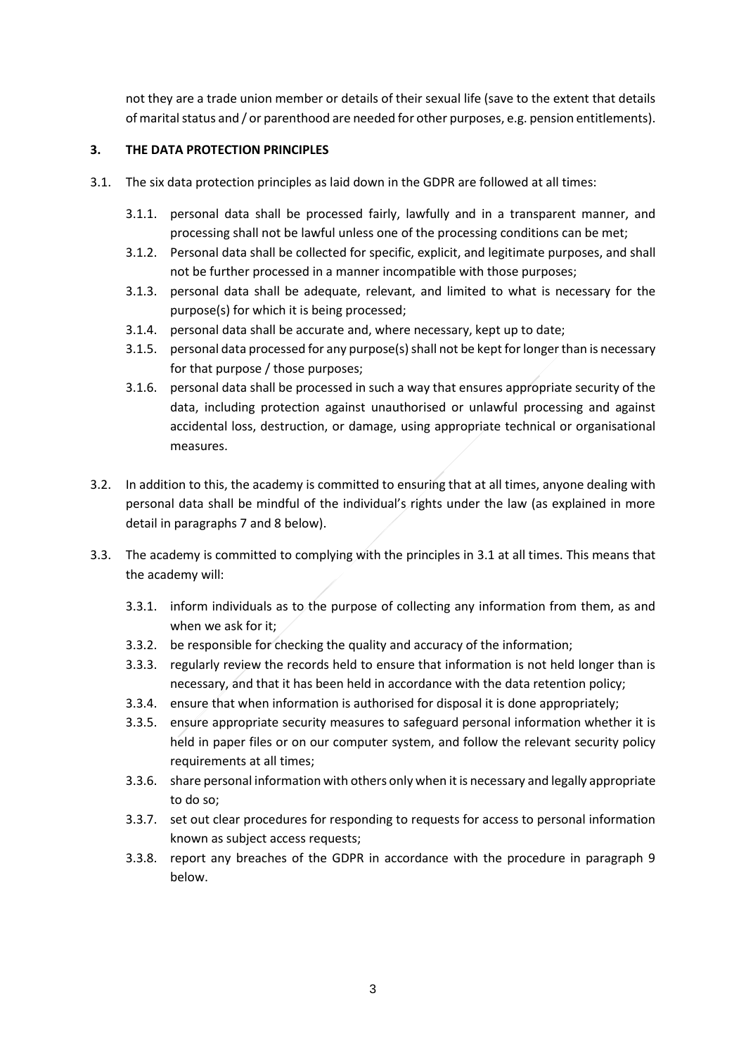not they are a trade union member or details of their sexual life (save to the extent that details of marital status and / or parenthood are needed for other purposes, e.g. pension entitlements).

## 3. THE DATA PROTECTION PRINCIPLES

3.1. The six data protection principles as laid down in the GDPR are followed at all times:

- 3.1.1. personal data shall be processed fairly, lawfully and in a transparent manner, and processing shall not be lawful unless one of the processing conditions can be met;
- 3.1.2. Personal data shall be collected for specific, explicit, and legitimate purposes, and shall not be further processed in a manner incompatible with those purposes;
- 3.1.3. personal data shall be adequate, relevant, and limited to what is necessary for the purpose(s) for which it is being processed;
- 3.1.4. personal data shall be accurate and, where necessary, kept up to date;
- 3.1.5. personal data processed for any purpose(s) shall not be kept for longer than is necessary for that purpose / those purposes;
- 3.1.6. personal data shall be processed in such a way that ensures appropriate security of the data, including protection against unauthorised or unlawful processing and against accidental loss, destruction, or damage, using appropriate technical or organisational measures.

3.2. In addition to this, the academy is committed to ensuring that at all times, anyone dealing with personal data shall be mindful of the individual's rights under the law (as explained in more detail in paragraphs 7 and 8 below).

3.3. The academy is committed to complying with the principles in 3.1 at all times. This means that the academy will:

- 3.3.1. inform individuals as to the purpose of collecting any information from them, as and when we ask for it;
- 3.3.2. be responsible for checking the quality and accuracy of the information;
- 3.3.3. regularly review the records held to ensure that information is not held longer than is necessary, and that it has been held in accordance with the data retention policy;
- 3.3.4. ensure that when information is authorised for disposal it is done appropriately;
- 3.3.5. ensure appropriate security measures to safeguard personal information whether it is held in paper files or on our computer system, and follow the relevant security policy requirements at all times;
- 3.3.6. share personal information with others only when it is necessary and legally appropriate to do so;
- 3.3.7. set out clear procedures for responding to requests for access to personal information known as subject access requests;
- 3.3.8. report any breaches of the GDPR in accordance with the procedure in paragraph 9 below.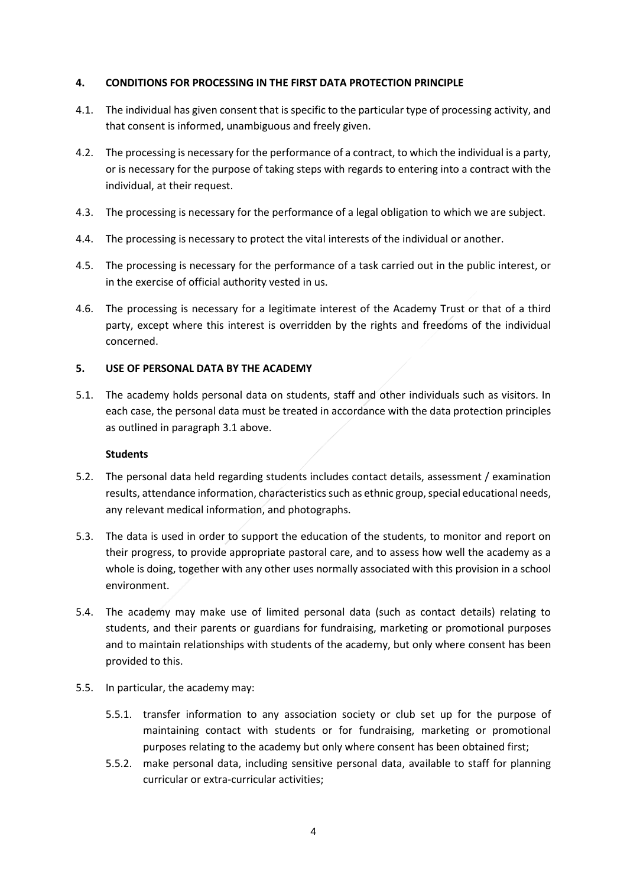## 4. CONDITIONS FOR PROCESSING IN THE FIRST DATA PROTECTION PRINCIPLE

4.1. The individual has given consent that is specific to the particular type of processing activity, and that consent is informed, unambiguous and freely given.

4.2. The processing is necessary for the performance of a contract, to which the individual is a party, or is necessary for the purpose of taking steps with regards to entering into a contract with the individual, at their request.

4.3. The processing is necessary for the performance of a legal obligation to which we are subject.

4.4. The processing is necessary to protect the vital interests of the individual or another.

4.5. The processing is necessary for the performance of a task carried out in the public interest, or in the exercise of official authority vested in us.

4.6. The processing is necessary for a legitimate interest of the Academy Trust or that of a third party, except where this interest is overridden by the rights and freedoms of the individual concerned.

## 5. USE OF PERSONAL DATA BY THE ACADEMY

5.1. The academy holds personal data on students, staff and other individuals such as visitors. In each case, the personal data must be treated in accordance with the data protection principles as outlined in paragraph 3.1 above.

**Students**

5.2. The personal data held regarding students includes contact details, assessment / examination results, attendance information, characteristics such as ethnic group, special educational needs, any relevant medical information, and photographs.

5.3. The data is used in order to support the education of the students, to monitor and report on their progress, to provide appropriate pastoral care, and to assess how well the academy as a whole is doing, together with any other uses normally associated with this provision in a school environment.

5.4. The academy may make use of limited personal data (such as contact details) relating to students, and their parents or guardians for fundraising, marketing or promotional purposes and to maintain relationships with students of the academy, but only where consent has been provided to this.

5.5. In particular, the academy may:

5.5.1. transfer information to any association society or club set up for the purpose of maintaining contact with students or for fundraising, marketing or promotional purposes relating to the academy but only where consent has been obtained first;

5.5.2. make personal data, including sensitive personal data, available to staff for planning curricular or extra-curricular activities;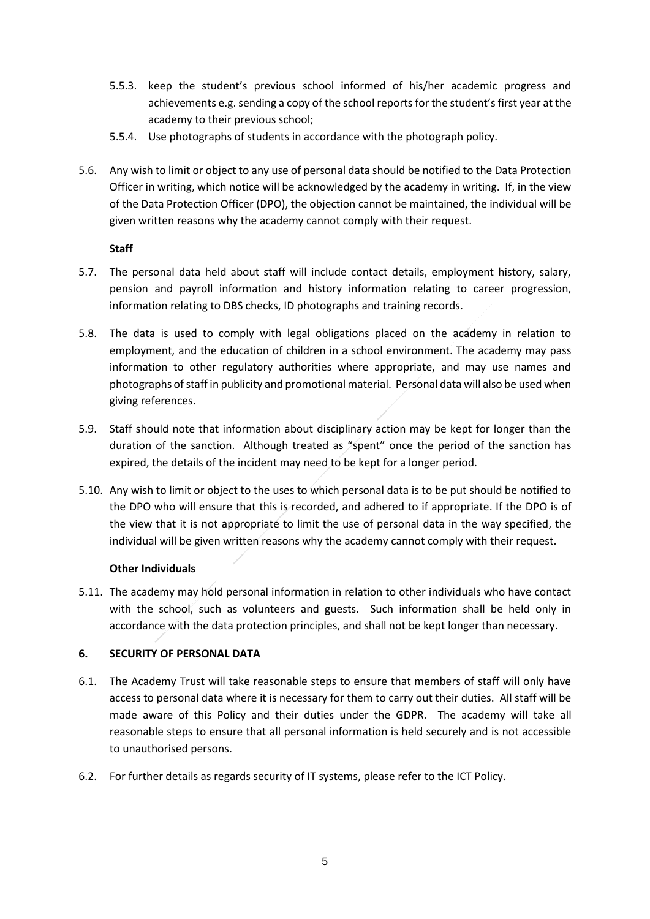5.5.3. keep the student's previous school informed of his/her academic progress and achievements e.g. sending a copy of the school reports for the student's first year at the academy to their previous school;

5.5.4. Use photographs of students in accordance with the photograph policy.

5.6. Any wish to limit or object to any use of personal data should be notified to the Data Protection Officer in writing, which notice will be acknowledged by the academy in writing. If, in the view of the Data Protection Officer (DPO), the objection cannot be maintained, the individual will be given written reasons why the academy cannot comply with their request.

**Staff**

5.7. The personal data held about staff will include contact details, employment history, salary, pension and payroll information and history information relating to career progression, information relating to DBS checks, ID photographs and training records.

5.8. The data is used to comply with legal obligations placed on the academy in relation to employment, and the education of children in a school environment. The academy may pass information to other regulatory authorities where appropriate, and may use names and photographs of staff in publicity and promotional material. Personal data will also be used when giving references.

5.9. Staff should note that information about disciplinary action may be kept for longer than the duration of the sanction. Although treated as "spent" once the period of the sanction has expired, the details of the incident may need to be kept for a longer period.

5.10. Any wish to limit or object to the uses to which personal data is to be put should be notified to the DPO who will ensure that this is recorded, and adhered to if appropriate. If the DPO is of the view that it is not appropriate to limit the use of personal data in the way specified, the individual will be given written reasons why the academy cannot comply with their request.

**Other Individuals**

5.11. The academy may hold personal information in relation to other individuals who have contact with the school, such as volunteers and guests. Such information shall be held only in accordance with the data protection principles, and shall not be kept longer than necessary.

## 6. SECURITY OF PERSONAL DATA

6.1. The Academy Trust will take reasonable steps to ensure that members of staff will only have access to personal data where it is necessary for them to carry out their duties. All staff will be made aware of this Policy and their duties under the GDPR. The academy will take all reasonable steps to ensure that all personal information is held securely and is not accessible to unauthorised persons.

6.2. For further details as regards security of IT systems, please refer to the ICT Policy.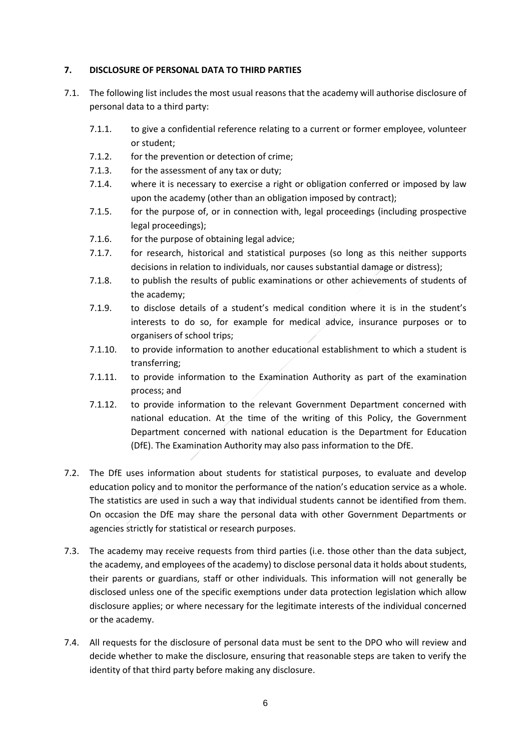## 7. DISCLOSURE OF PERSONAL DATA TO THIRD PARTIES

7.1. The following list includes the most usual reasons that the academy will authorise disclosure of personal data to a third party:

- 7.1.1. to give a confidential reference relating to a current or former employee, volunteer or student;
- 7.1.2. for the prevention or detection of crime;
- 7.1.3. for the assessment of any tax or duty;
- 7.1.4. where it is necessary to exercise a right or obligation conferred or imposed by law upon the academy (other than an obligation imposed by contract);
- 7.1.5. for the purpose of, or in connection with, legal proceedings (including prospective legal proceedings);
- 7.1.6. for the purpose of obtaining legal advice;
- 7.1.7. for research, historical and statistical purposes (so long as this neither supports decisions in relation to individuals, nor causes substantial damage or distress);
- 7.1.8. to publish the results of public examinations or other achievements of students of the academy;
- 7.1.9. to disclose details of a student's medical condition where it is in the student's interests to do so, for example for medical advice, insurance purposes or to organisers of school trips;
- 7.1.10. to provide information to another educational establishment to which a student is transferring;
- 7.1.11. to provide information to the Examination Authority as part of the examination process; and
- 7.1.12. to provide information to the relevant Government Department concerned with national education. At the time of the writing of this Policy, the Government Department concerned with national education is the Department for Education (DfE). The Examination Authority may also pass information to the DfE.

7.2. The DfE uses information about students for statistical purposes, to evaluate and develop education policy and to monitor the performance of the nation's education service as a whole. The statistics are used in such a way that individual students cannot be identified from them. On occasion the DfE may share the personal data with other Government Departments or agencies strictly for statistical or research purposes.

7.3. The academy may receive requests from third parties (i.e. those other than the data subject, the academy, and employees of the academy) to disclose personal data it holds about students, their parents or guardians, staff or other individuals. This information will not generally be disclosed unless one of the specific exemptions under data protection legislation which allow disclosure applies; or where necessary for the legitimate interests of the individual concerned or the academy.

7.4. All requests for the disclosure of personal data must be sent to the DPO who will review and decide whether to make the disclosure, ensuring that reasonable steps are taken to verify the identity of that third party before making any disclosure.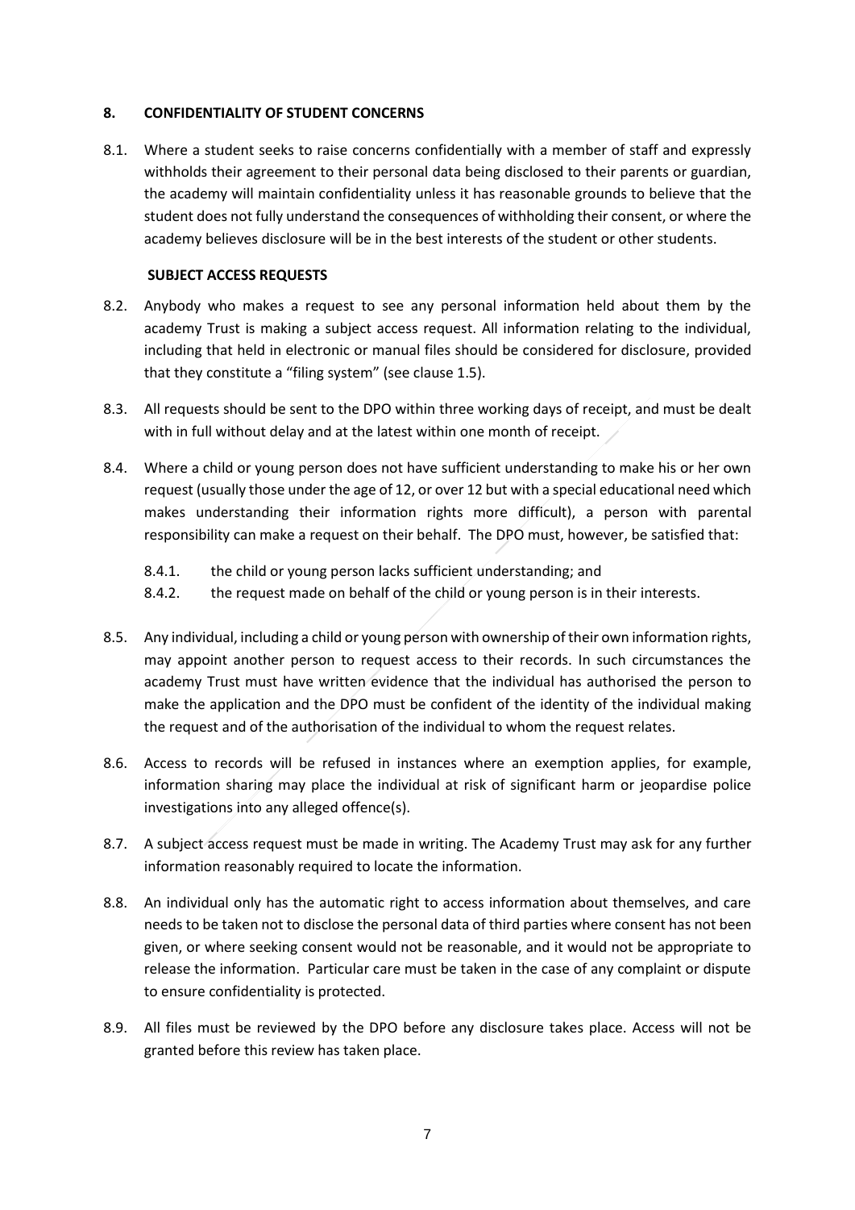## 8. CONFIDENTIALITY OF STUDENT CONCERNS

8.1. Where a student seeks to raise concerns confidentially with a member of staff and expressly withholds their agreement to their personal data being disclosed to their parents or guardian, the academy will maintain confidentiality unless it has reasonable grounds to believe that the student does not fully understand the consequences of withholding their consent, or where the academy believes disclosure will be in the best interests of the student or other students.

### SUBJECT ACCESS REQUESTS

8.2. Anybody who makes a request to see any personal information held about them by the academy Trust is making a subject access request. All information relating to the individual, including that held in electronic or manual files should be considered for disclosure, provided that they constitute a "filing system" (see clause 1.5).

8.3. All requests should be sent to the DPO within three working days of receipt, and must be dealt with in full without delay and at the latest within one month of receipt.

8.4. Where a child or young person does not have sufficient understanding to make his or her own request (usually those under the age of 12, or over 12 but with a special educational need which makes understanding their information rights more difficult), a person with parental responsibility can make a request on their behalf. The DPO must, however, be satisfied that:

- 8.4.1. the child or young person lacks sufficient understanding; and
- 8.4.2. the request made on behalf of the child or young person is in their interests.

8.5. Any individual, including a child or young person with ownership of their own information rights, may appoint another person to request access to their records. In such circumstances the academy Trust must have written evidence that the individual has authorised the person to make the application and the DPO must be confident of the identity of the individual making the request and of the authorisation of the individual to whom the request relates.

8.6. Access to records will be refused in instances where an exemption applies, for example, information sharing may place the individual at risk of significant harm or jeopardise police investigations into any alleged offence(s).

8.7. A subject access request must be made in writing. The Academy Trust may ask for any further information reasonably required to locate the information.

8.8. An individual only has the automatic right to access information about themselves, and care needs to be taken not to disclose the personal data of third parties where consent has not been given, or where seeking consent would not be reasonable, and it would not be appropriate to release the information. Particular care must be taken in the case of any complaint or dispute to ensure confidentiality is protected.

8.9. All files must be reviewed by the DPO before any disclosure takes place. Access will not be granted before this review has taken place.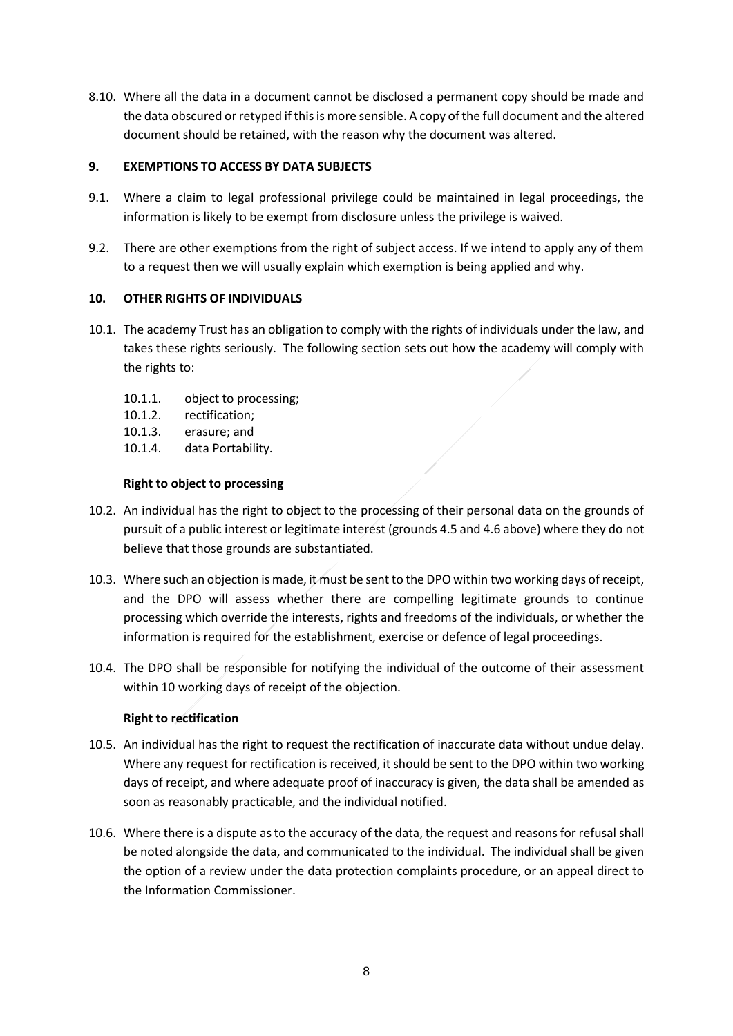8.10. Where all the data in a document cannot be disclosed a permanent copy should be made and the data obscured or retyped if this is more sensible. A copy of the full document and the altered document should be retained, with the reason why the document was altered.

## 9. EXEMPTIONS TO ACCESS BY DATA SUBJECTS

9.1. Where a claim to legal professional privilege could be maintained in legal proceedings, the information is likely to be exempt from disclosure unless the privilege is waived.

9.2. There are other exemptions from the right of subject access. If we intend to apply any of them to a request then we will usually explain which exemption is being applied and why.

## 10. OTHER RIGHTS OF INDIVIDUALS

10.1. The academy Trust has an obligation to comply with the rights of individuals under the law, and takes these rights seriously. The following section sets out how the academy will comply with the rights to:

- 10.1.1. object to processing;
- 10.1.2. rectification;
- 10.1.3. erasure; and
- 10.1.4. data Portability.

**Right to object to processing**

10.2. An individual has the right to object to the processing of their personal data on the grounds of pursuit of a public interest or legitimate interest (grounds 4.5 and 4.6 above) where they do not believe that those grounds are substantiated.

10.3. Where such an objection is made, it must be sent to the DPO within two working days of receipt, and the DPO will assess whether there are compelling legitimate grounds to continue processing which override the interests, rights and freedoms of the individuals, or whether the information is required for the establishment, exercise or defence of legal proceedings.

10.4. The DPO shall be responsible for notifying the individual of the outcome of their assessment within 10 working days of receipt of the objection.

**Right to rectification**

10.5. An individual has the right to request the rectification of inaccurate data without undue delay. Where any request for rectification is received, it should be sent to the DPO within two working days of receipt, and where adequate proof of inaccuracy is given, the data shall be amended as soon as reasonably practicable, and the individual notified.

10.6. Where there is a dispute as to the accuracy of the data, the request and reasons for refusal shall be noted alongside the data, and communicated to the individual. The individual shall be given the option of a review under the data protection complaints procedure, or an appeal direct to the Information Commissioner.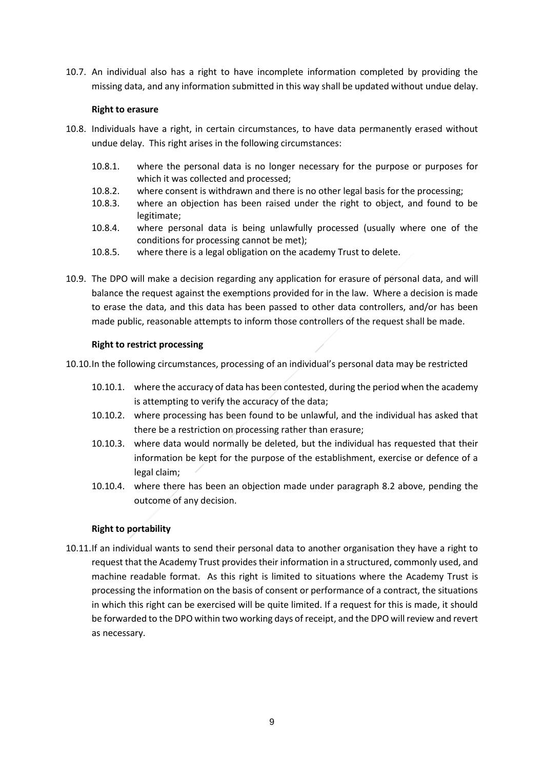10.7. An individual also has a right to have incomplete information completed by providing the missing data, and any information submitted in this way shall be updated without undue delay.

**Right to erasure**

10.8. Individuals have a right, in certain circumstances, to have data permanently erased without undue delay. This right arises in the following circumstances:

- 10.8.1. where the personal data is no longer necessary for the purpose or purposes for which it was collected and processed;
- 10.8.2. where consent is withdrawn and there is no other legal basis for the processing;
- 10.8.3. where an objection has been raised under the right to object, and found to be legitimate;
- 10.8.4. where personal data is being unlawfully processed (usually where one of the conditions for processing cannot be met);
- 10.8.5. where there is a legal obligation on the academy Trust to delete.

10.9. The DPO will make a decision regarding any application for erasure of personal data, and will balance the request against the exemptions provided for in the law. Where a decision is made to erase the data, and this data has been passed to other data controllers, and/or has been made public, reasonable attempts to inform those controllers of the request shall be made.

**Right to restrict processing**

10.10. In the following circumstances, processing of an individual's personal data may be restricted

- 10.10.1. where the accuracy of data has been contested, during the period when the academy is attempting to verify the accuracy of the data;
- 10.10.2. where processing has been found to be unlawful, and the individual has asked that there be a restriction on processing rather than erasure;
- 10.10.3. where data would normally be deleted, but the individual has requested that their information be kept for the purpose of the establishment, exercise or defence of a legal claim;
- 10.10.4. where there has been an objection made under paragraph 8.2 above, pending the outcome of any decision.

**Right to portability**

10.11. If an individual wants to send their personal data to another organisation they have a right to request that the Academy Trust provides their information in a structured, commonly used, and machine readable format. As this right is limited to situations where the Academy Trust is processing the information on the basis of consent or performance of a contract, the situations in which this right can be exercised will be quite limited. If a request for this is made, it should be forwarded to the DPO within two working days of receipt, and the DPO will review and revert as necessary.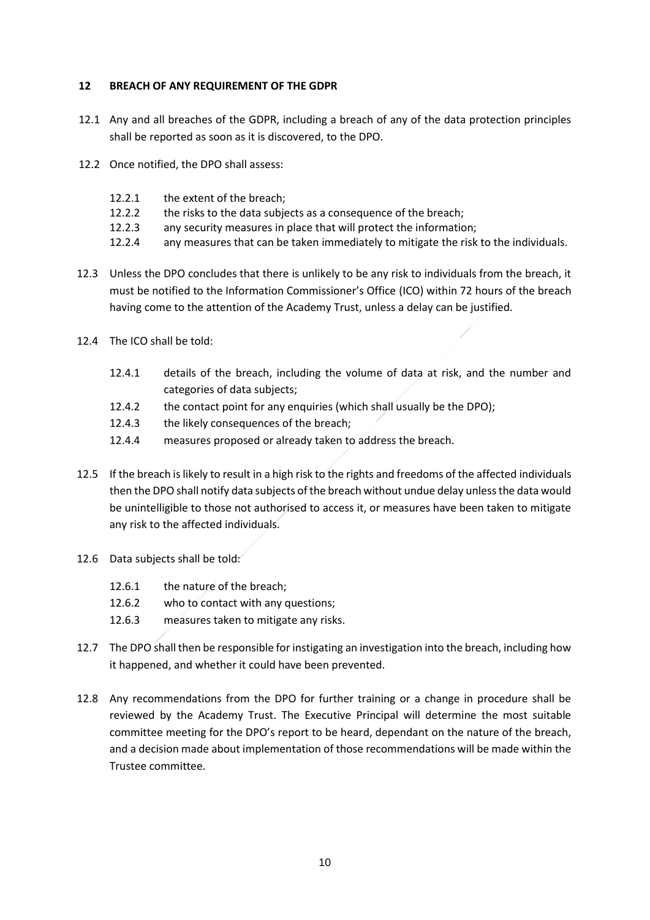## 12 BREACH OF ANY REQUIREMENT OF THE GDPR

12.1 Any and all breaches of the GDPR, including a breach of any of the data protection principles shall be reported as soon as it is discovered, to the DPO.

12.2 Once notified, the DPO shall assess:

- 12.2.1 the extent of the breach;
- 12.2.2 the risks to the data subjects as a consequence of the breach;
- 12.2.3 any security measures in place that will protect the information;
- 12.2.4 any measures that can be taken immediately to mitigate the risk to the individuals.

12.3 Unless the DPO concludes that there is unlikely to be any risk to individuals from the breach, it must be notified to the Information Commissioner's Office (ICO) within 72 hours of the breach having come to the attention of the Academy Trust, unless a delay can be justified.

12.4 The ICO shall be told:

- 12.4.1 details of the breach, including the volume of data at risk, and the number and categories of data subjects;
- 12.4.2 the contact point for any enquiries (which shall usually be the DPO);
- 12.4.3 the likely consequences of the breach;
- 12.4.4 measures proposed or already taken to address the breach.

12.5 If the breach is likely to result in a high risk to the rights and freedoms of the affected individuals then the DPO shall notify data subjects of the breach without undue delay unless the data would be unintelligible to those not authorised to access it, or measures have been taken to mitigate any risk to the affected individuals.

12.6 Data subjects shall be told:

- 12.6.1 the nature of the breach;
- 12.6.2 who to contact with any questions;
- 12.6.3 measures taken to mitigate any risks.

12.7 The DPO shall then be responsible for instigating an investigation into the breach, including how it happened, and whether it could have been prevented.

12.8 Any recommendations from the DPO for further training or a change in procedure shall be reviewed by the Academy Trust. The Executive Principal will determine the most suitable committee meeting for the DPO's report to be heard, dependant on the nature of the breach, and a decision made about implementation of those recommendations will be made within the Trustee committee.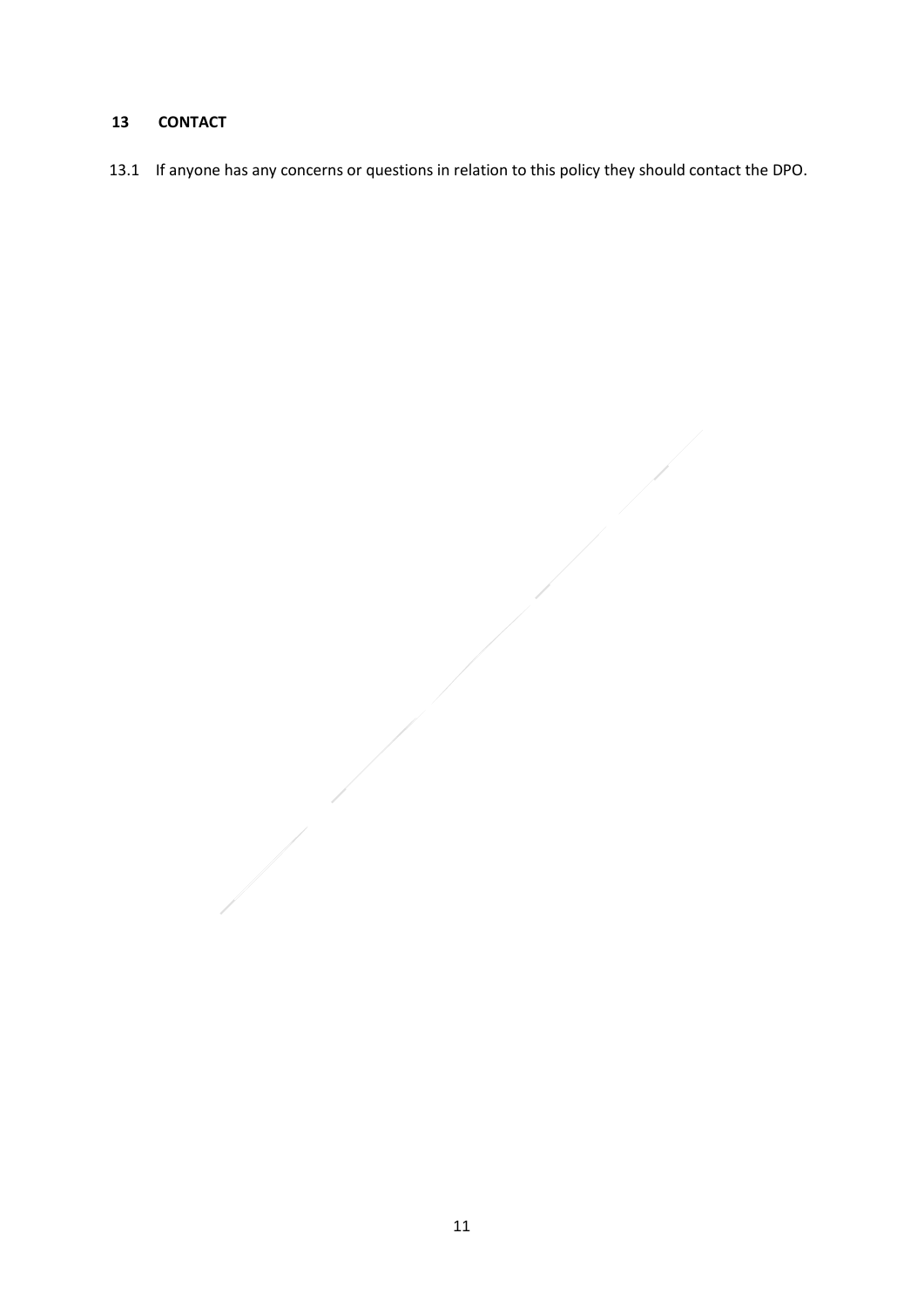## 13 CONTACT

13.1 If anyone has any concerns or questions in relation to this policy they should contact the DPO.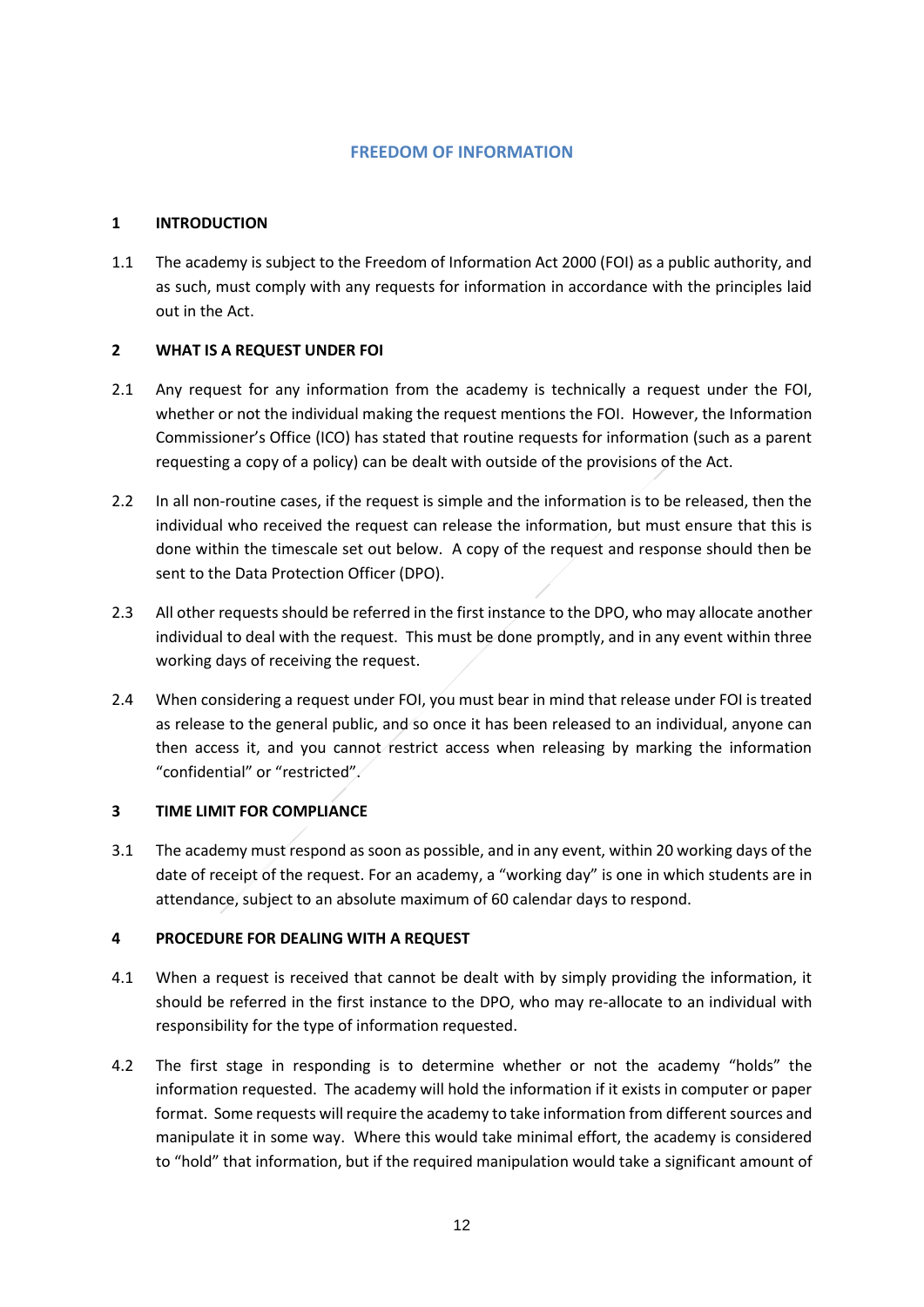# FREEDOM OF INFORMATION

## 1 INTRODUCTION

1.1 The academy is subject to the Freedom of Information Act 2000 (FOI) as a public authority, and as such, must comply with any requests for information in accordance with the principles laid out in the Act.

## 2 WHAT IS A REQUEST UNDER FOI

2.1 Any request for any information from the academy is technically a request under the FOI, whether or not the individual making the request mentions the FOI. However, the Information Commissioner's Office (ICO) has stated that routine requests for information (such as a parent requesting a copy of a policy) can be dealt with outside of the provisions of the Act.

2.2 In all non-routine cases, if the request is simple and the information is to be released, then the individual who received the request can release the information, but must ensure that this is done within the timescale set out below. A copy of the request and response should then be sent to the Data Protection Officer (DPO).

2.3 All other requests should be referred in the first instance to the DPO, who may allocate another individual to deal with the request. This must be done promptly, and in any event within three working days of receiving the request.

2.4 When considering a request under FOI, you must bear in mind that release under FOI is treated as release to the general public, and so once it has been released to an individual, anyone can then access it, and you cannot restrict access when releasing by marking the information "confidential" or "restricted".

## 3 TIME LIMIT FOR COMPLIANCE

3.1 The academy must respond as soon as possible, and in any event, within 20 working days of the date of receipt of the request. For an academy, a "working day" is one in which students are in attendance, subject to an absolute maximum of 60 calendar days to respond.

## 4 PROCEDURE FOR DEALING WITH A REQUEST

4.1 When a request is received that cannot be dealt with by simply providing the information, it should be referred in the first instance to the DPO, who may re-allocate to an individual with responsibility for the type of information requested.

4.2 The first stage in responding is to determine whether or not the academy "holds" the information requested. The academy will hold the information if it exists in computer or paper format. Some requests will require the academy to take information from different sources and manipulate it in some way. Where this would take minimal effort, the academy is considered to "hold" that information, but if the required manipulation would take a significant amount of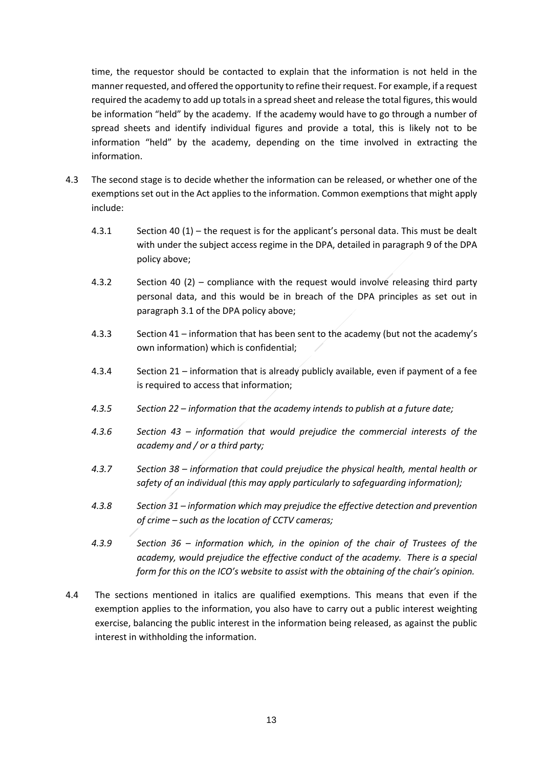time, the requestor should be contacted to explain that the information is not held in the manner requested, and offered the opportunity to refine their request. For example, if a request required the academy to add up totals in a spread sheet and release the total figures, this would be information "held" by the academy. If the academy would have to go through a number of spread sheets and identify individual figures and provide a total, this is likely not to be information "held" by the academy, depending on the time involved in extracting the information.

4.3 The second stage is to decide whether the information can be released, or whether one of the exemptions set out in the Act applies to the information. Common exemptions that might apply include:

4.3.1 Section 40 (1) – the request is for the applicant's personal data. This must be dealt with under the subject access regime in the DPA, detailed in paragraph 9 of the DPA policy above;

4.3.2 Section 40 (2) – compliance with the request would involve releasing third party personal data, and this would be in breach of the DPA principles as set out in paragraph 3.1 of the DPA policy above;

4.3.3 Section 41 – information that has been sent to the academy (but not the academy's own information) which is confidential;

4.3.4 Section 21 – information that is already publicly available, even if payment of a fee is required to access that information;

*4.3.5 Section 22 – information that the academy intends to publish at a future date;*

*4.3.6 Section 43 – information that would prejudice the commercial interests of the academy and / or a third party;*

*4.3.7 Section 38 – information that could prejudice the physical health, mental health or safety of an individual (this may apply particularly to safeguarding information);*

*4.3.8 Section 31 – information which may prejudice the effective detection and prevention of crime – such as the location of CCTV cameras;*

*4.3.9 Section 36 – information which, in the opinion of the chair of Trustees of the academy, would prejudice the effective conduct of the academy. There is a special form for this on the ICO's website to assist with the obtaining of the chair's opinion.*

4.4 The sections mentioned in italics are qualified exemptions. This means that even if the exemption applies to the information, you also have to carry out a public interest weighting exercise, balancing the public interest in the information being released, as against the public interest in withholding the information.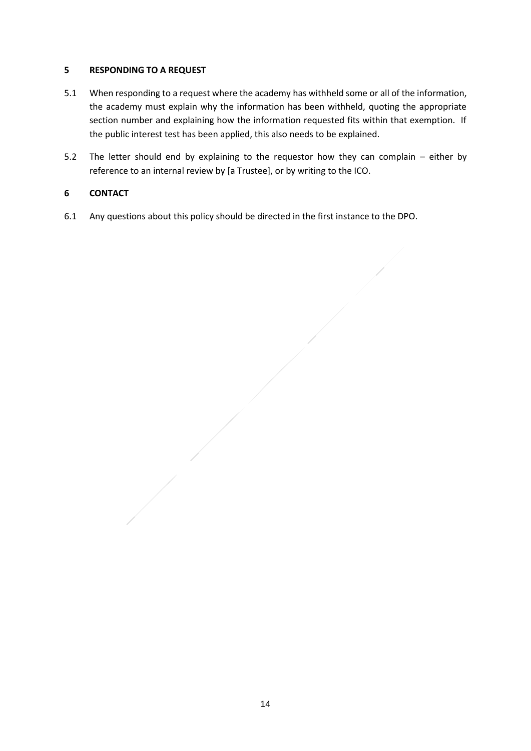## 5 RESPONDING TO A REQUEST

5.1 When responding to a request where the academy has withheld some or all of the information, the academy must explain why the information has been withheld, quoting the appropriate section number and explaining how the information requested fits within that exemption. If the public interest test has been applied, this also needs to be explained.

5.2 The letter should end by explaining to the requestor how they can complain – either by reference to an internal review by [a Trustee], or by writing to the ICO.

## 6 CONTACT

6.1 Any questions about this policy should be directed in the first instance to the DPO.